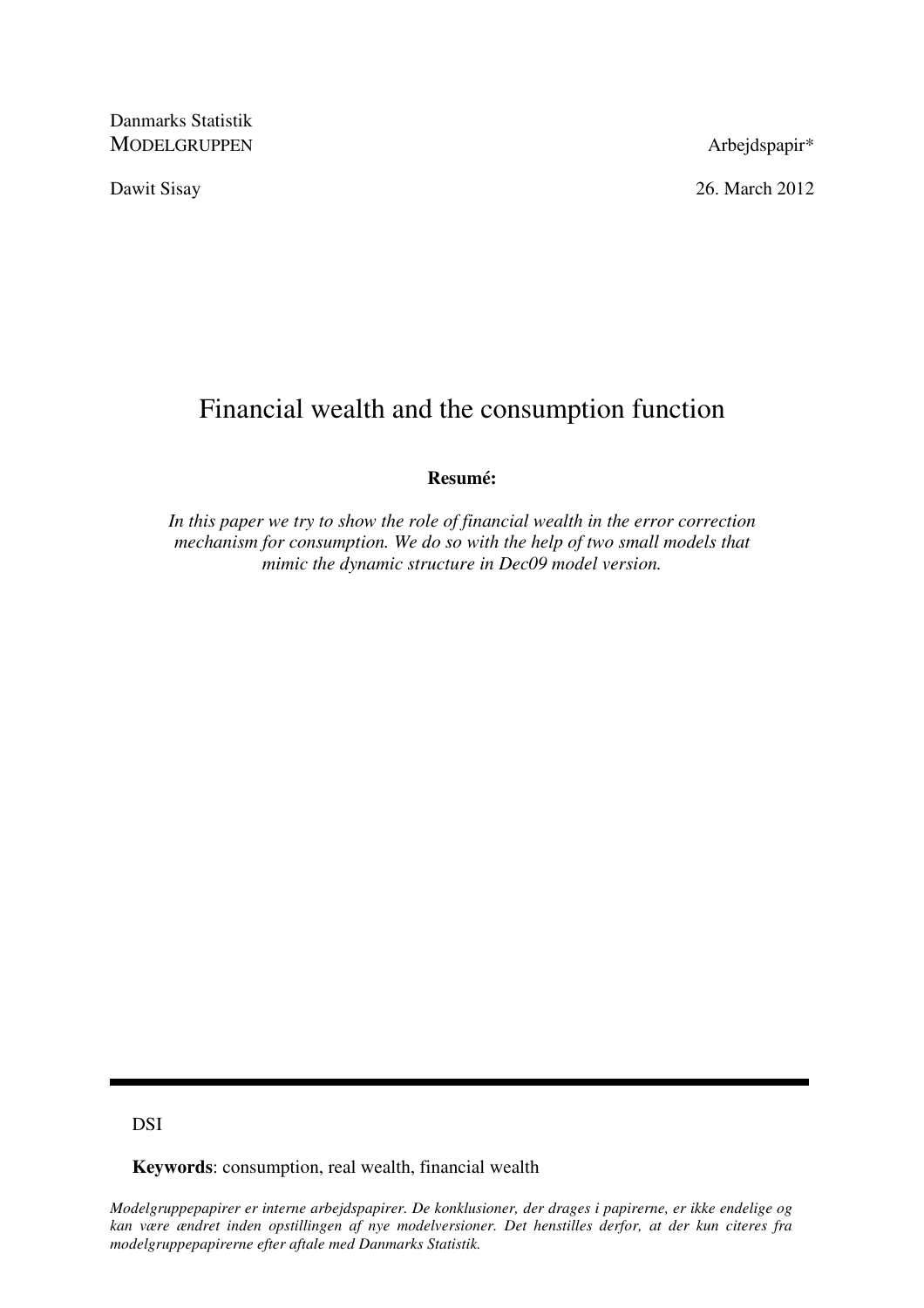Danmarks Statistik
MODELGRUPPEN

Arbejdspapir*

Dawit Sisay

26. March 2012

# Financial wealth and the consumption function

**Resumé:**

*In this paper we try to show the role of financial wealth in the error correction mechanism for consumption. We do so with the help of two small models that mimic the dynamic structure in Dec09 model version.*

DSI

**Keywords**: consumption, real wealth, financial wealth

*Modelgruppepapirer er interne arbejdspapirer. De konklusioner, der drages i papirerne, er ikke endelige og kan være ændret inden opstillingen af nye modelversioner. Det henstilles derfor, at der kun citeres fra modelgruppepapirerne efter aftale med Danmarks Statistik.*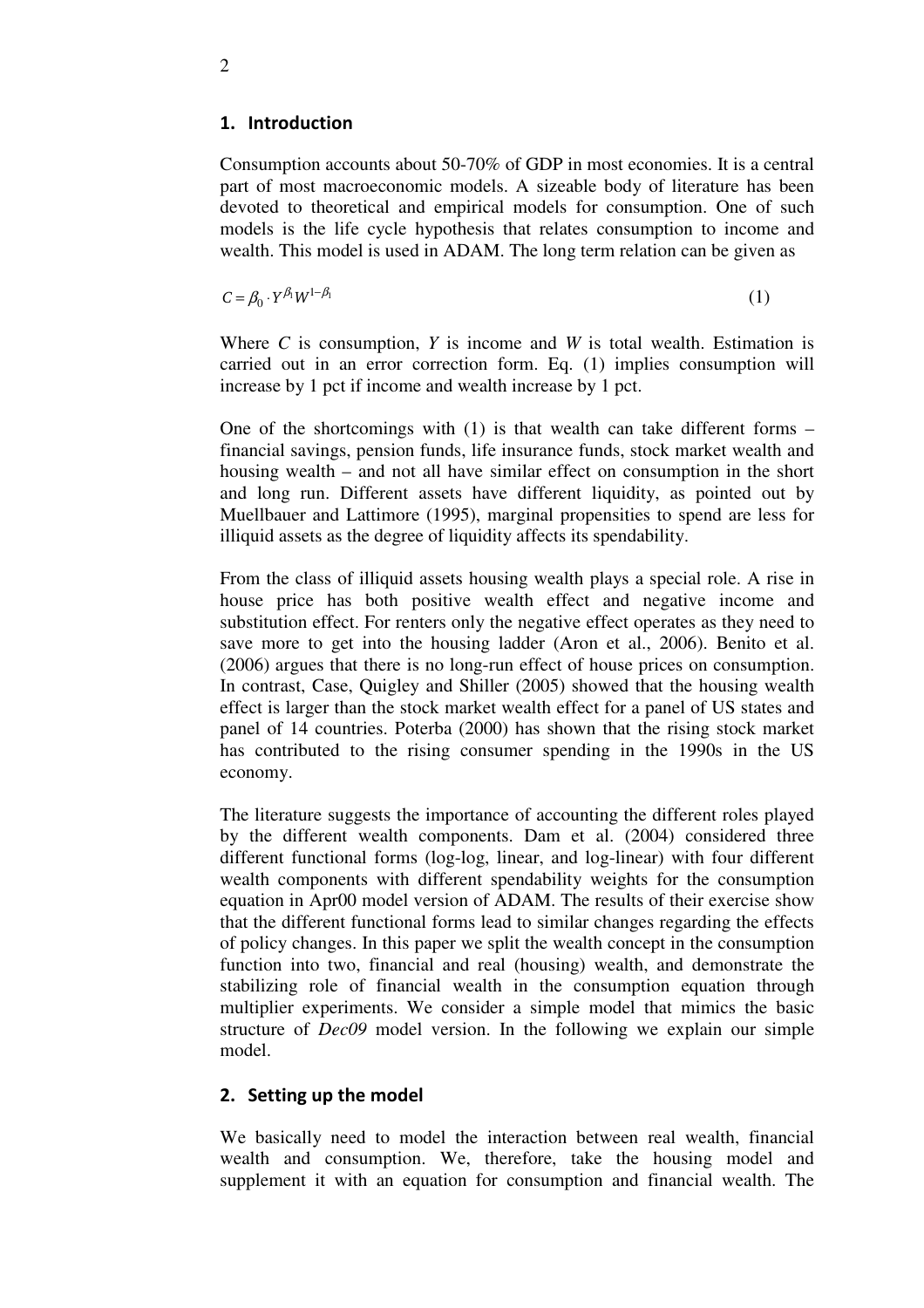## 1. Introduction

Consumption accounts about 50-70% of GDP in most economies. It is a central part of most macroeconomic models. A sizeable body of literature has been devoted to theoretical and empirical models for consumption. One of such models is the life cycle hypothesis that relates consumption to income and wealth. This model is used in ADAM. The long term relation can be given as

$$C = \beta_0 \cdot Y^{\beta_1} W^{1-\beta_1} \tag{1}$$

Where $C$ is consumption, $Y$ is income and $W$ is total wealth. Estimation is carried out in an error correction form. Eq. (1) implies consumption will increase by 1 pct if income and wealth increase by 1 pct.

One of the shortcomings with (1) is that wealth can take different forms – financial savings, pension funds, life insurance funds, stock market wealth and housing wealth – and not all have similar effect on consumption in the short and long run. Different assets have different liquidity, as pointed out by Muellbauer and Lattimore (1995), marginal propensities to spend are less for illiquid assets as the degree of liquidity affects its spendability.

From the class of illiquid assets housing wealth plays a special role. A rise in house price has both positive wealth effect and negative income and substitution effect. For renters only the negative effect operates as they need to save more to get into the housing ladder (Aron et al., 2006). Benito et al. (2006) argues that there is no long-run effect of house prices on consumption. In contrast, Case, Quigley and Shiller (2005) showed that the housing wealth effect is larger than the stock market wealth effect for a panel of US states and panel of 14 countries. Poterba (2000) has shown that the rising stock market has contributed to the rising consumer spending in the 1990s in the US economy.

The literature suggests the importance of accounting the different roles played by the different wealth components. Dam et al. (2004) considered three different functional forms (log-log, linear, and log-linear) with four different wealth components with different spendability weights for the consumption equation in Apr00 model version of ADAM. The results of their exercise show that the different functional forms lead to similar changes regarding the effects of policy changes. In this paper we split the wealth concept in the consumption function into two, financial and real (housing) wealth, and demonstrate the stabilizing role of financial wealth in the consumption equation through multiplier experiments. We consider a simple model that mimics the basic structure of *Dec09* model version. In the following we explain our simple model.

## 2. Setting up the model

We basically need to model the interaction between real wealth, financial wealth and consumption. We, therefore, take the housing model and supplement it with an equation for consumption and financial wealth. The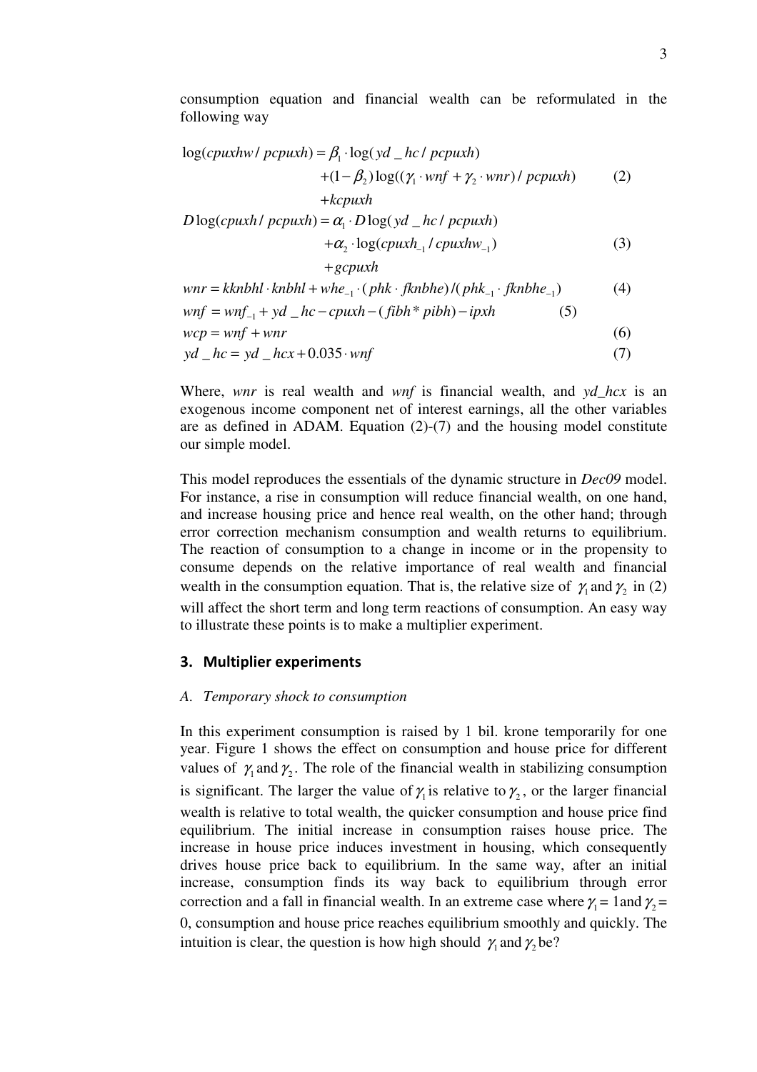consumption equation and financial wealth can be reformulated in the following way

$$
\begin{aligned}
\log(cpuxhw / pcpuxh) = {} & \beta_1 \cdot \log(yd\_hc / pcpuxh) \\
& +(1-\beta_2)\log((\gamma_1 \cdot wnf + \gamma_2 \cdot wnr) / pcpuxh) \qquad (2) \\
& +kcpuxh
\end{aligned}
$$

$$
\begin{aligned}
D\log(cpuxh / pcpuxh) = {} & \alpha_1 \cdot D\log(yd\_hc / pcpuxh) \\
& +\alpha_2 \cdot \log(cpuxh_{-1} / cpuxhw_{-1}) \qquad (3) \\
& +gcpuxh
\end{aligned}
$$

$$
wnr = kknbhl \cdot knbhl + whe_{-1} \cdot (phk \cdot fknbhe) / (phk_{-1} \cdot fknbhe_{-1}) \qquad (4)
$$

$$
wnf = wnf_{-1} + yd\_hc - cpuxh - (fibh * pibh) - ipxh \qquad (5)
$$

$$
wcp = wnf + wnr \qquad (6)
$$

$$
yd\_hc = yd\_hcx + 0.035 \cdot wnf \qquad (7)
$$

Where, *wnr* is real wealth and *wnf* is financial wealth, and *yd_hcx* is an exogenous income component net of interest earnings, all the other variables are as defined in ADAM. Equation (2)-(7) and the housing model constitute our simple model.

This model reproduces the essentials of the dynamic structure in *Dec09* model. For instance, a rise in consumption will reduce financial wealth, on one hand, and increase housing price and hence real wealth, on the other hand; through error correction mechanism consumption and wealth returns to equilibrium. The reaction of consumption to a change in income or in the propensity to consume depends on the relative importance of real wealth and financial wealth in the consumption equation. That is, the relative size of $\gamma_1$ and $\gamma_2$ in (2) will affect the short term and long term reactions of consumption. An easy way to illustrate these points is to make a multiplier experiment.

## 3. Multiplier experiments

### *A. Temporary shock to consumption*

In this experiment consumption is raised by 1 bil. krone temporarily for one year. Figure 1 shows the effect on consumption and house price for different values of $\gamma_1$ and $\gamma_2$. The role of the financial wealth in stabilizing consumption is significant. The larger the value of $\gamma_1$ is relative to $\gamma_2$, or the larger financial wealth is relative to total wealth, the quicker consumption and house price find equilibrium. The initial increase in consumption raises house price. The increase in house price induces investment in housing, which consequently drives house price back to equilibrium. In the same way, after an initial increase, consumption finds its way back to equilibrium through error correction and a fall in financial wealth. In an extreme case where $\gamma_1 = 1$ and $\gamma_2 = 0$, consumption and house price reaches equilibrium smoothly and quickly. The intuition is clear, the question is how high should $\gamma_1$ and $\gamma_2$ be?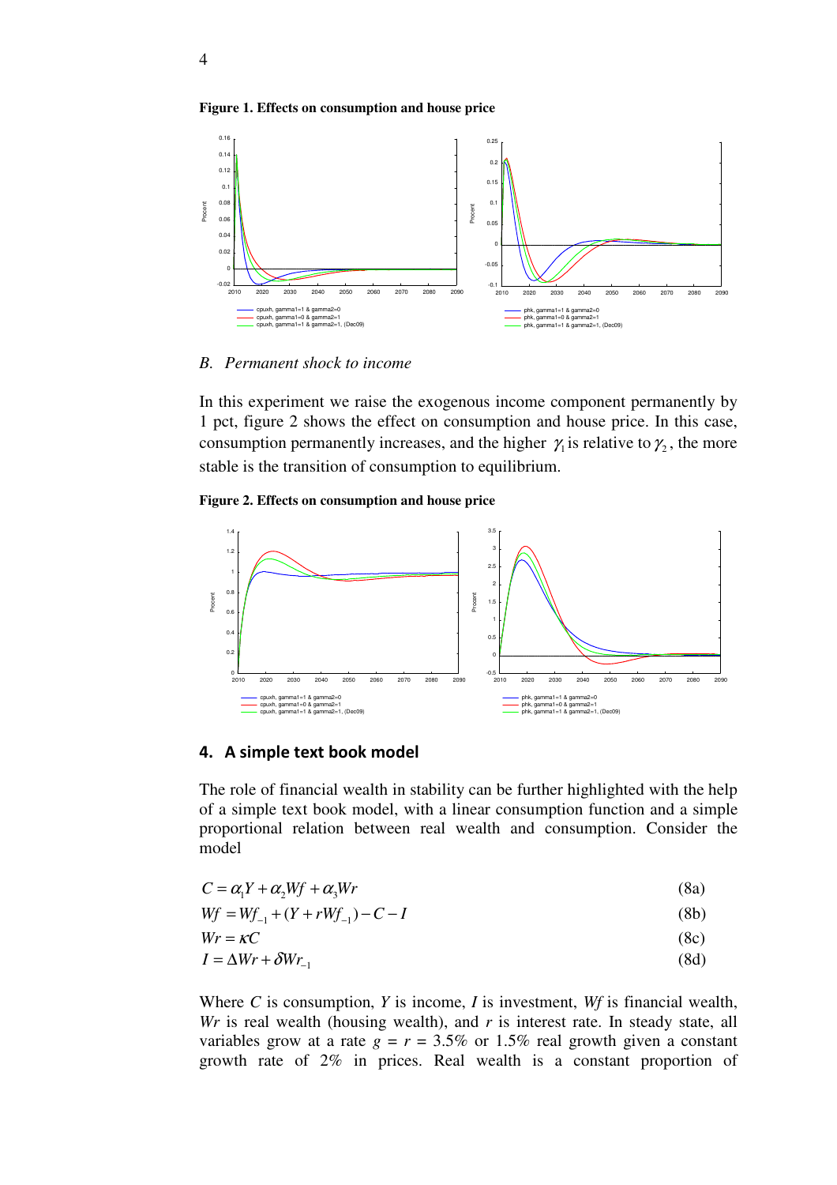**Figure 1. Effects on consumption and house price**

0.16
0.14
0.12
0.1
0.08
0.06
0.04
0.02
0
-0.02
Procent
2010 2020 2030 2040 2050 2060 2070 2080 2090
cpuxh, gamma1=1 & gamma2=0
cpuxh, gamma1=0 & gamma2=1
cpuxh, gamma1=1 & gamma2=1, (Dec09)

0.25
0.2
0.15
0.1
0.05
0
-0.05
-0.1
Procent
2010 2020 2030 2040 2050 2060 2070 2080 2090
phk, gamma1=1 & gamma2=0
phk, gamma1=0 & gamma2=1
phk, gamma1=1 & gamma2=1, (Dec09)

### *B. Permanent shock to income*

In this experiment we raise the exogenous income component permanently by 1 pct, figure 2 shows the effect on consumption and house price. In this case, consumption permanently increases, and the higher $\gamma_1$ is relative to $\gamma_2$, the more stable is the transition of consumption to equilibrium.

**Figure 2. Effects on consumption and house price**

1.4
1.2
1
0.8
0.6
0.4
0.2
0
Procent
2010 2020 2030 2040 2050 2060 2070 2080 2090
cpuxh, gamma1=1 & gamma2=0
cpuxh, gamma1=0 & gamma2=1
cpuxh, gamma1=1 & gamma2=1, (Dec09)

3.5
3
2.5
2
1.5
1
0.5
0
-0.5
Procent
2010 2020 2030 2040 2050 2060 2070 2080 2090
phk, gamma1=1 & gamma2=0
phk, gamma1=0 & gamma2=1
phk, gamma1=1 & gamma2=1, (Dec09)

## 4. A simple text book model

The role of financial wealth in stability can be further highlighted with the help of a simple text book model, with a linear consumption function and a simple proportional relation between real wealth and consumption. Consider the model

$$C = \alpha_1 Y + \alpha_2 Wf + \alpha_3 Wr \tag{8a}$$

$$Wf = Wf_{-1} + (Y + rWf_{-1}) - C - I \tag{8b}$$

$$Wr = \kappa C \tag{8c}$$

$$I = \Delta Wr + \delta Wr_{-1} \tag{8d}$$

Where $C$ is consumption, $Y$ is income, $I$ is investment, $Wf$ is financial wealth, $Wr$ is real wealth (housing wealth), and $r$ is interest rate. In steady state, all variables grow at a rate $g = r = 3.5\%$ or 1.5% real growth given a constant growth rate of 2% in prices. Real wealth is a constant proportion of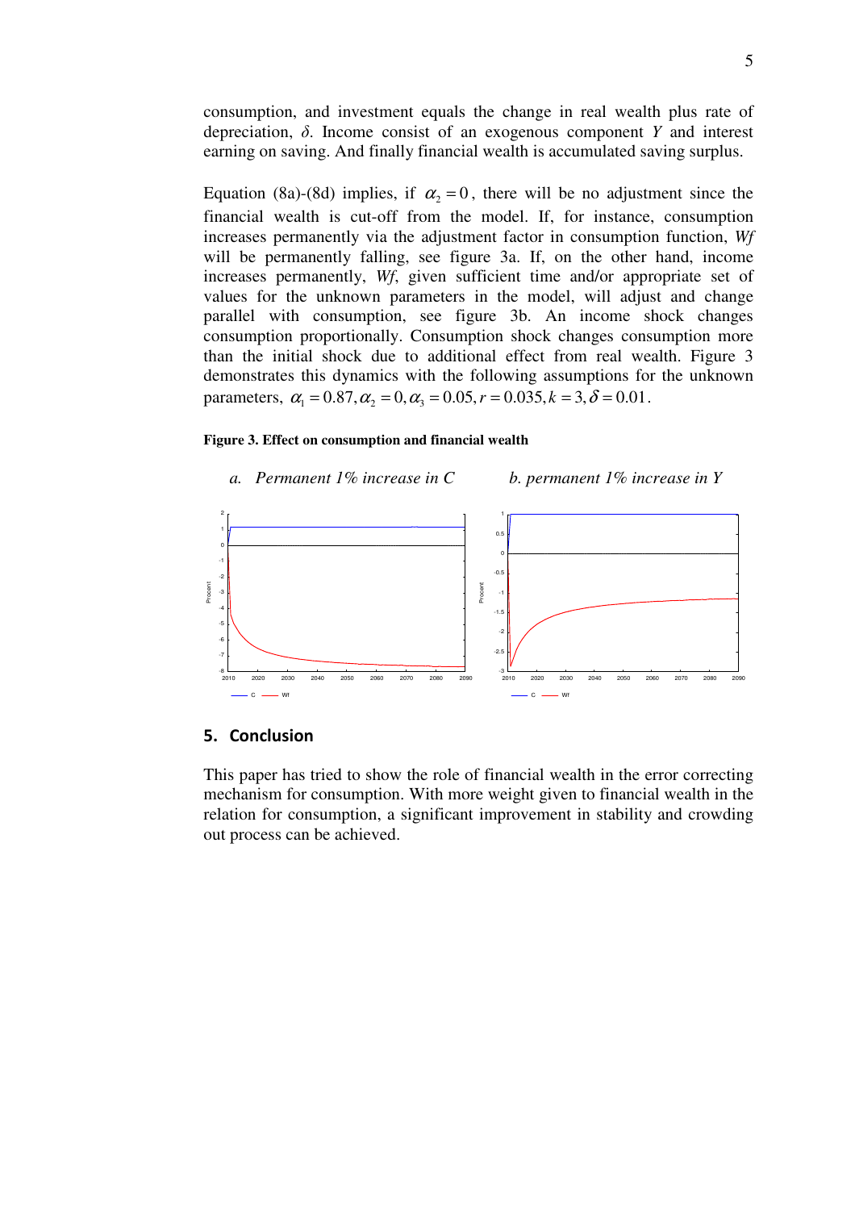consumption, and investment equals the change in real wealth plus rate of depreciation, $\delta$. Income consist of an exogenous component $Y$ and interest earning on saving. And finally financial wealth is accumulated saving surplus.

Equation (8a)-(8d) implies, if $\alpha_2 = 0$, there will be no adjustment since the financial wealth is cut-off from the model. If, for instance, consumption increases permanently via the adjustment factor in consumption function, *Wf* will be permanently falling, see figure 3a. If, on the other hand, income increases permanently, *Wf*, given sufficient time and/or appropriate set of values for the unknown parameters in the model, will adjust and change parallel with consumption, see figure 3b. An income shock changes consumption proportionally. Consumption shock changes consumption more than the initial shock due to additional effect from real wealth. Figure 3 demonstrates this dynamics with the following assumptions for the unknown parameters, $\alpha_1 = 0.87, \alpha_2 = 0, \alpha_3 = 0.05, r = 0.035, k = 3, \delta = 0.01$.

**Figure 3. Effect on consumption and financial wealth**

*a. Permanent 1% increase in C*

2
1
0
-1
-2
-3
-4
-5
-6
-7
-8
Procent
2010 2020 2030 2040 2050 2060 2070 2080 2090
C Wf

*b. permanent 1% increase in Y*

1
0.5
0
-0.5
-1
-1.5
-2
-2.5
-3
Procent
2010 2020 2030 2040 2050 2060 2070 2080 2090
C Wf

## 5. Conclusion

This paper has tried to show the role of financial wealth in the error correcting mechanism for consumption. With more weight given to financial wealth in the relation for consumption, a significant improvement in stability and crowding out process can be achieved.